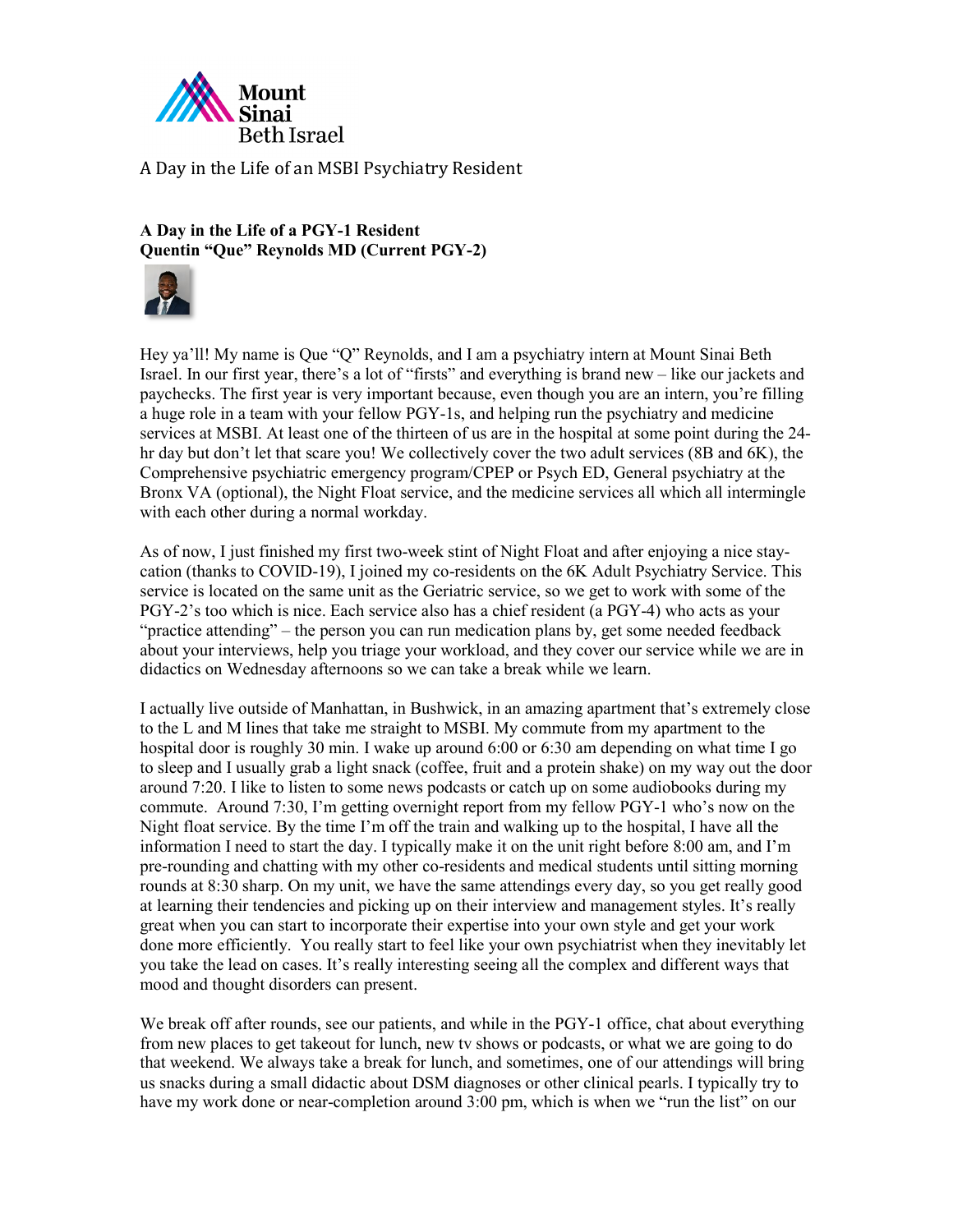A Day in the Life of an MSBI Psychiatry Resident

**A Day in the Life of a PGY-1 Resident**
**Quentin "Que" Reynolds MD (Current PGY-2)**

Hey ya'll! My name is Que "Q" Reynolds, and I am a psychiatry intern at Mount Sinai Beth Israel. In our first year, there's a lot of "firsts" and everything is brand new – like our jackets and paychecks. The first year is very important because, even though you are an intern, you're filling a huge role in a team with your fellow PGY-1s, and helping run the psychiatry and medicine services at MSBI. At least one of the thirteen of us are in the hospital at some point during the 24-hr day but don't let that scare you! We collectively cover the two adult services (8B and 6K), the Comprehensive psychiatric emergency program/CPEP or Psych ED, General psychiatry at the Bronx VA (optional), the Night Float service, and the medicine services all which all intermingle with each other during a normal workday.

As of now, I just finished my first two-week stint of Night Float and after enjoying a nice stay-cation (thanks to COVID-19), I joined my co-residents on the 6K Adult Psychiatry Service. This service is located on the same unit as the Geriatric service, so we get to work with some of the PGY-2's too which is nice. Each service also has a chief resident (a PGY-4) who acts as your "practice attending" – the person you can run medication plans by, get some needed feedback about your interviews, help you triage your workload, and they cover our service while we are in didactics on Wednesday afternoons so we can take a break while we learn.

I actually live outside of Manhattan, in Bushwick, in an amazing apartment that's extremely close to the L and M lines that take me straight to MSBI. My commute from my apartment to the hospital door is roughly 30 min. I wake up around 6:00 or 6:30 am depending on what time I go to sleep and I usually grab a light snack (coffee, fruit and a protein shake) on my way out the door around 7:20. I like to listen to some news podcasts or catch up on some audiobooks during my commute. Around 7:30, I'm getting overnight report from my fellow PGY-1 who's now on the Night float service. By the time I'm off the train and walking up to the hospital, I have all the information I need to start the day. I typically make it on the unit right before 8:00 am, and I'm pre-rounding and chatting with my other co-residents and medical students until sitting morning rounds at 8:30 sharp. On my unit, we have the same attendings every day, so you get really good at learning their tendencies and picking up on their interview and management styles. It's really great when you can start to incorporate their expertise into your own style and get your work done more efficiently. You really start to feel like your own psychiatrist when they inevitably let you take the lead on cases. It's really interesting seeing all the complex and different ways that mood and thought disorders can present.

We break off after rounds, see our patients, and while in the PGY-1 office, chat about everything from new places to get takeout for lunch, new tv shows or podcasts, or what we are going to do that weekend. We always take a break for lunch, and sometimes, one of our attendings will bring us snacks during a small didactic about DSM diagnoses or other clinical pearls. I typically try to have my work done or near-completion around 3:00 pm, which is when we "run the list" on our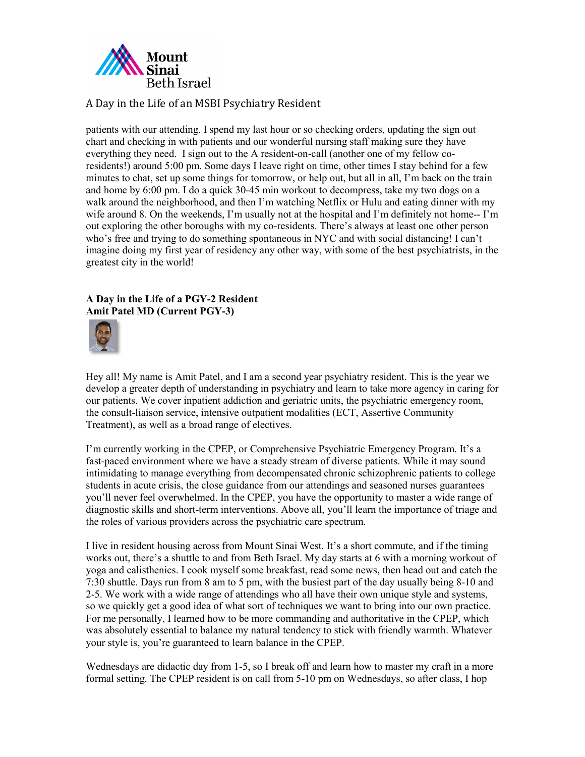patients with our attending. I spend my last hour or so checking orders, updating the sign out chart and checking in with patients and our wonderful nursing staff making sure they have everything they need. I sign out to the A resident-on-call (another one of my fellow co-residents!) around 5:00 pm. Some days I leave right on time, other times I stay behind for a few minutes to chat, set up some things for tomorrow, or help out, but all in all, I'm back on the train and home by 6:00 pm. I do a quick 30-45 min workout to decompress, take my two dogs on a walk around the neighborhood, and then I'm watching Netflix or Hulu and eating dinner with my wife around 8. On the weekends, I'm usually not at the hospital and I'm definitely not home-- I'm out exploring the other boroughs with my co-residents. There's always at least one other person who's free and trying to do something spontaneous in NYC and with social distancing! I can't imagine doing my first year of residency any other way, with some of the best psychiatrists, in the greatest city in the world!

**A Day in the Life of a PGY-2 Resident**
**Amit Patel MD (Current PGY-3)**

Hey all! My name is Amit Patel, and I am a second year psychiatry resident. This is the year we develop a greater depth of understanding in psychiatry and learn to take more agency in caring for our patients. We cover inpatient addiction and geriatric units, the psychiatric emergency room, the consult-liaison service, intensive outpatient modalities (ECT, Assertive Community Treatment), as well as a broad range of electives.

I'm currently working in the CPEP, or Comprehensive Psychiatric Emergency Program. It's a fast-paced environment where we have a steady stream of diverse patients. While it may sound intimidating to manage everything from decompensated chronic schizophrenic patients to college students in acute crisis, the close guidance from our attendings and seasoned nurses guarantees you'll never feel overwhelmed. In the CPEP, you have the opportunity to master a wide range of diagnostic skills and short-term interventions. Above all, you'll learn the importance of triage and the roles of various providers across the psychiatric care spectrum.

I live in resident housing across from Mount Sinai West. It's a short commute, and if the timing works out, there's a shuttle to and from Beth Israel. My day starts at 6 with a morning workout of yoga and calisthenics. I cook myself some breakfast, read some news, then head out and catch the 7:30 shuttle. Days run from 8 am to 5 pm, with the busiest part of the day usually being 8-10 and 2-5. We work with a wide range of attendings who all have their own unique style and systems, so we quickly get a good idea of what sort of techniques we want to bring into our own practice. For me personally, I learned how to be more commanding and authoritative in the CPEP, which was absolutely essential to balance my natural tendency to stick with friendly warmth. Whatever your style is, you're guaranteed to learn balance in the CPEP.

Wednesdays are didactic day from 1-5, so I break off and learn how to master my craft in a more formal setting. The CPEP resident is on call from 5-10 pm on Wednesdays, so after class, I hop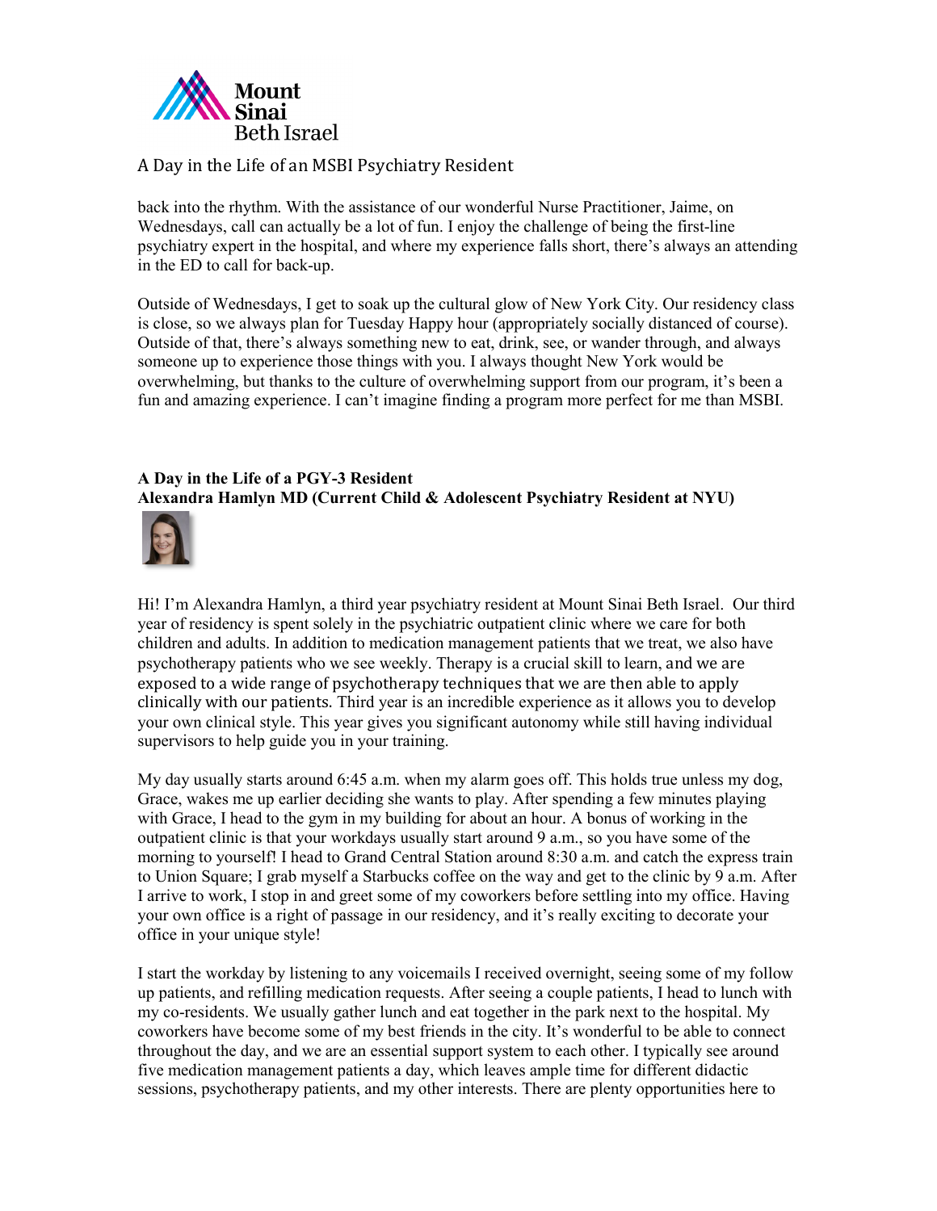back into the rhythm. With the assistance of our wonderful Nurse Practitioner, Jaime, on Wednesdays, call can actually be a lot of fun. I enjoy the challenge of being the first-line psychiatry expert in the hospital, and where my experience falls short, there's always an attending in the ED to call for back-up.

Outside of Wednesdays, I get to soak up the cultural glow of New York City. Our residency class is close, so we always plan for Tuesday Happy hour (appropriately socially distanced of course). Outside of that, there's always something new to eat, drink, see, or wander through, and always someone up to experience those things with you. I always thought New York would be overwhelming, but thanks to the culture of overwhelming support from our program, it's been a fun and amazing experience. I can't imagine finding a program more perfect for me than MSBI.

**A Day in the Life of a PGY-3 Resident**
**Alexandra Hamlyn MD (Current Child & Adolescent Psychiatry Resident at NYU)**

Hi! I'm Alexandra Hamlyn, a third year psychiatry resident at Mount Sinai Beth Israel. Our third year of residency is spent solely in the psychiatric outpatient clinic where we care for both children and adults. In addition to medication management patients that we treat, we also have psychotherapy patients who we see weekly. Therapy is a crucial skill to learn, and we are exposed to a wide range of psychotherapy techniques that we are then able to apply clinically with our patients. Third year is an incredible experience as it allows you to develop your own clinical style. This year gives you significant autonomy while still having individual supervisors to help guide you in your training.

My day usually starts around 6:45 a.m. when my alarm goes off. This holds true unless my dog, Grace, wakes me up earlier deciding she wants to play. After spending a few minutes playing with Grace, I head to the gym in my building for about an hour. A bonus of working in the outpatient clinic is that your workdays usually start around 9 a.m., so you have some of the morning to yourself! I head to Grand Central Station around 8:30 a.m. and catch the express train to Union Square; I grab myself a Starbucks coffee on the way and get to the clinic by 9 a.m. After I arrive to work, I stop in and greet some of my coworkers before settling into my office. Having your own office is a right of passage in our residency, and it's really exciting to decorate your office in your unique style!

I start the workday by listening to any voicemails I received overnight, seeing some of my follow up patients, and refilling medication requests. After seeing a couple patients, I head to lunch with my co-residents. We usually gather lunch and eat together in the park next to the hospital. My coworkers have become some of my best friends in the city. It's wonderful to be able to connect throughout the day, and we are an essential support system to each other. I typically see around five medication management patients a day, which leaves ample time for different didactic sessions, psychotherapy patients, and my other interests. There are plenty opportunities here to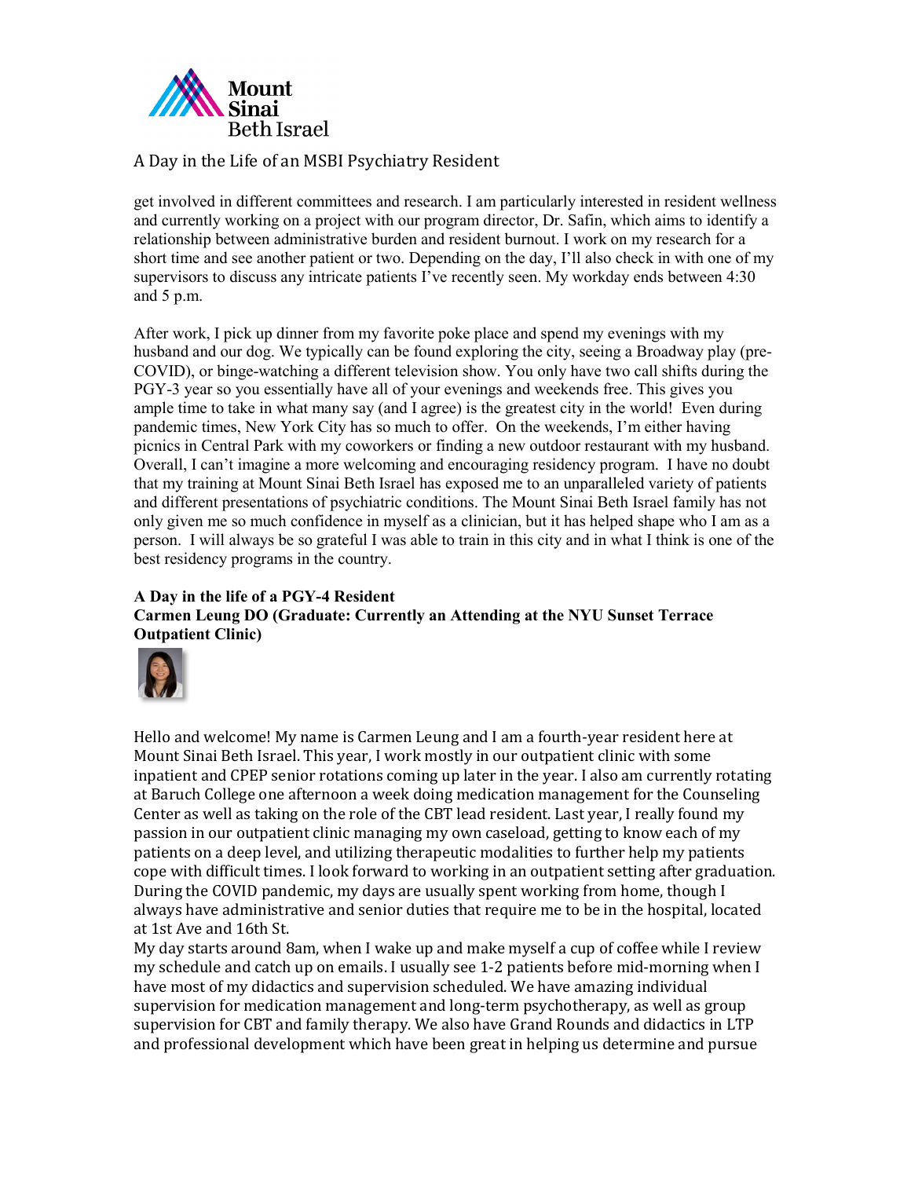A Day in the Life of an MSBI Psychiatry Resident

get involved in different committees and research. I am particularly interested in resident wellness and currently working on a project with our program director, Dr. Safin, which aims to identify a relationship between administrative burden and resident burnout. I work on my research for a short time and see another patient or two. Depending on the day, I'll also check in with one of my supervisors to discuss any intricate patients I've recently seen. My workday ends between 4:30 and 5 p.m.

After work, I pick up dinner from my favorite poke place and spend my evenings with my husband and our dog. We typically can be found exploring the city, seeing a Broadway play (pre-COVID), or binge-watching a different television show. You only have two call shifts during the PGY-3 year so you essentially have all of your evenings and weekends free. This gives you ample time to take in what many say (and I agree) is the greatest city in the world! Even during pandemic times, New York City has so much to offer. On the weekends, I'm either having picnics in Central Park with my coworkers or finding a new outdoor restaurant with my husband. Overall, I can't imagine a more welcoming and encouraging residency program. I have no doubt that my training at Mount Sinai Beth Israel has exposed me to an unparalleled variety of patients and different presentations of psychiatric conditions. The Mount Sinai Beth Israel family has not only given me so much confidence in myself as a clinician, but it has helped shape who I am as a person. I will always be so grateful I was able to train in this city and in what I think is one of the best residency programs in the country.

**A Day in the life of a PGY-4 Resident**
**Carmen Leung DO (Graduate: Currently an Attending at the NYU Sunset Terrace Outpatient Clinic)**

Hello and welcome! My name is Carmen Leung and I am a fourth-year resident here at Mount Sinai Beth Israel. This year, I work mostly in our outpatient clinic with some inpatient and CPEP senior rotations coming up later in the year. I also am currently rotating at Baruch College one afternoon a week doing medication management for the Counseling Center as well as taking on the role of the CBT lead resident. Last year, I really found my passion in our outpatient clinic managing my own caseload, getting to know each of my patients on a deep level, and utilizing therapeutic modalities to further help my patients cope with difficult times. I look forward to working in an outpatient setting after graduation. During the COVID pandemic, my days are usually spent working from home, though I always have administrative and senior duties that require me to be in the hospital, located at 1st Ave and 16th St.

My day starts around 8am, when I wake up and make myself a cup of coffee while I review my schedule and catch up on emails. I usually see 1-2 patients before mid-morning when I have most of my didactics and supervision scheduled. We have amazing individual supervision for medication management and long-term psychotherapy, as well as group supervision for CBT and family therapy. We also have Grand Rounds and didactics in LTP and professional development which have been great in helping us determine and pursue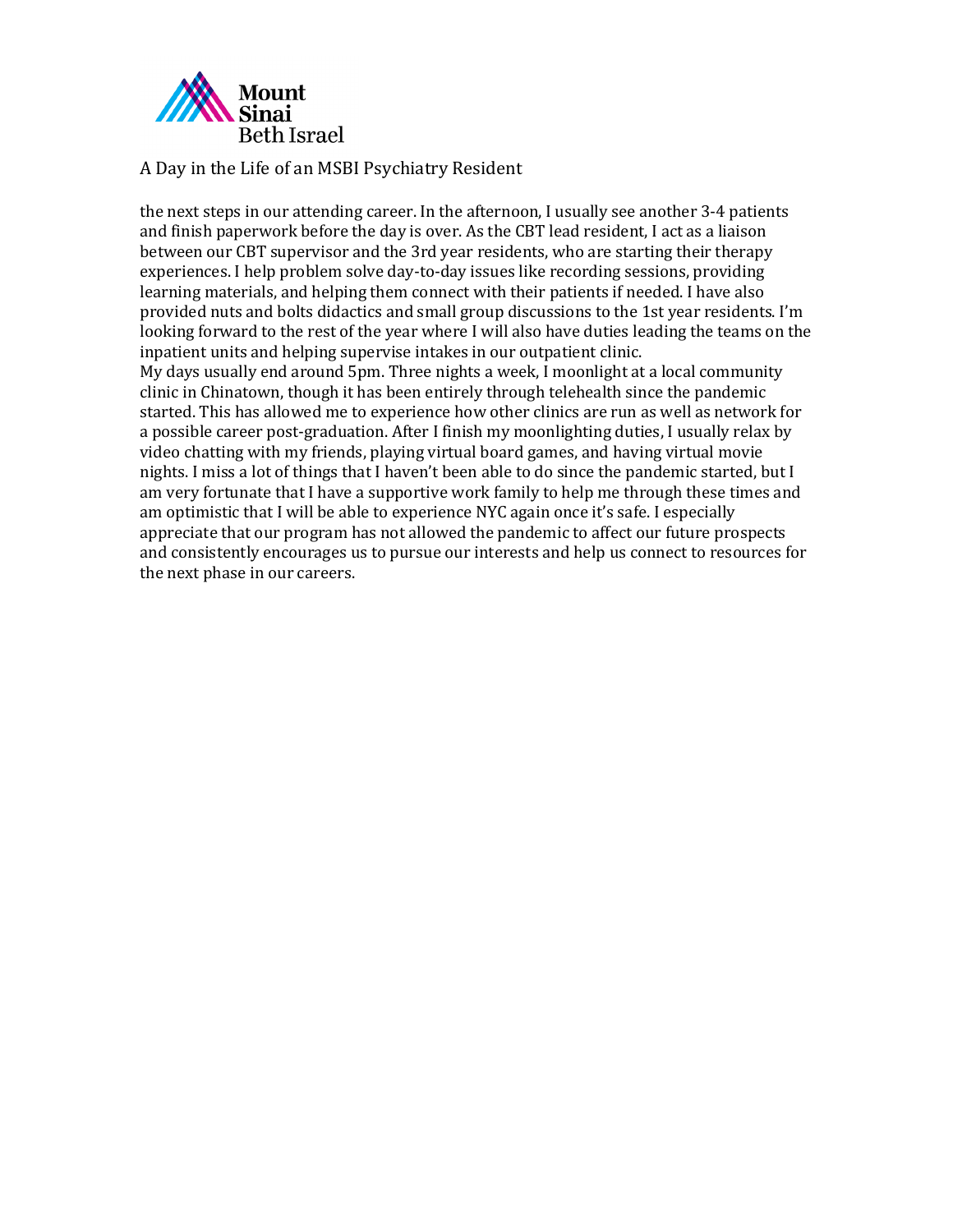the next steps in our attending career. In the afternoon, I usually see another 3-4 patients and finish paperwork before the day is over. As the CBT lead resident, I act as a liaison between our CBT supervisor and the 3rd year residents, who are starting their therapy experiences. I help problem solve day-to-day issues like recording sessions, providing learning materials, and helping them connect with their patients if needed. I have also provided nuts and bolts didactics and small group discussions to the 1st year residents. I'm looking forward to the rest of the year where I will also have duties leading the teams on the inpatient units and helping supervise intakes in our outpatient clinic.

My days usually end around 5pm. Three nights a week, I moonlight at a local community clinic in Chinatown, though it has been entirely through telehealth since the pandemic started. This has allowed me to experience how other clinics are run as well as network for a possible career post-graduation. After I finish my moonlighting duties, I usually relax by video chatting with my friends, playing virtual board games, and having virtual movie nights. I miss a lot of things that I haven't been able to do since the pandemic started, but I am very fortunate that I have a supportive work family to help me through these times and am optimistic that I will be able to experience NYC again once it's safe. I especially appreciate that our program has not allowed the pandemic to affect our future prospects and consistently encourages us to pursue our interests and help us connect to resources for the next phase in our careers.